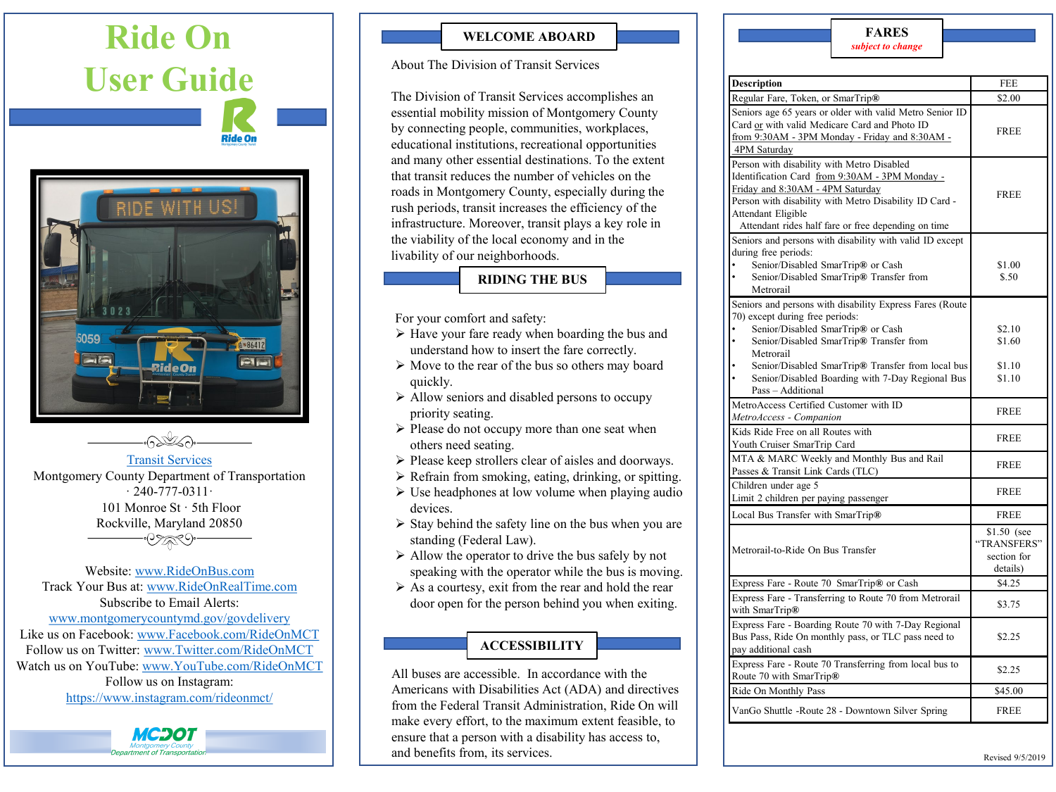# Ride On User Guide

[Transit Services](#)

Montgomery County Department of Transportation

· 240-777-0311 ·

101 Monroe St · 5th Floor

Rockville, Maryland 20850

Website: www.RideOnBus.com

Track Your Bus at: www.RideOnRealTime.com

Subscribe to Email Alerts:

www.montgomerycountymd.gov/govdelivery

Like us on Facebook: www.Facebook.com/RideOnMCT

Follow us on Twitter: www.Twitter.com/RideOnMCT

Watch us on YouTube: www.YouTube.com/RideOnMCT

Follow us on Instagram:

https://www.instagram.com/rideonmct/

MCDOT Montgomery County Department of Transportation

## WELCOME ABOARD

About The Division of Transit Services

The Division of Transit Services accomplishes an essential mobility mission of Montgomery County by connecting people, communities, workplaces, educational institutions, recreational opportunities and many other essential destinations. To the extent that transit reduces the number of vehicles on the roads in Montgomery County, especially during the rush periods, transit increases the efficiency of the infrastructure. Moreover, transit plays a key role in the viability of the local economy and in the livability of our neighborhoods.

## RIDING THE BUS

For your comfort and safety:

- Have your fare ready when boarding the bus and understand how to insert the fare correctly.
- Move to the rear of the bus so others may board quickly.
- Allow seniors and disabled persons to occupy priority seating.
- Please do not occupy more than one seat when others need seating.
- Please keep strollers clear of aisles and doorways.
- Refrain from smoking, eating, drinking, or spitting.
- Use headphones at low volume when playing audio devices.
- Stay behind the safety line on the bus when you are standing (Federal Law).
- Allow the operator to drive the bus safely by not speaking with the operator while the bus is moving.
- As a courtesy, exit from the rear and hold the rear door open for the person behind you when exiting.

## ACCESSIBILITY

All buses are accessible. In accordance with the Americans with Disabilities Act (ADA) and directives from the Federal Transit Administration, Ride On will make every effort, to the maximum extent feasible, to ensure that a person with a disability has access to, and benefits from, its services.

## FARES

*subject to change*

| Description | FEE |
|---|---|
| Regular Fare, Token, or SmarTrip® | $2.00 |
| Seniors age 65 years or older with valid Metro Senior ID Card or with valid Medicare Card and Photo ID from 9:30AM - 3PM Monday - Friday and 8:30AM - 4PM Saturday | FREE |
| Person with disability with Metro Disabled Identification Card from 9:30AM - 3PM Monday - Friday and 8:30AM - 4PM Saturday<br>Person with disability with Metro Disability ID Card - Attendant Eligible<br>Attendant rides half fare or free depending on time | FREE |
| Seniors and persons with disability with valid ID except during free periods:<br>• Senior/Disabled SmarTrip® or Cash<br>• Senior/Disabled SmarTrip® Transfer from Metrorail | $1.00<br>$.50 |
| Seniors and persons with disability Express Fares (Route 70) except during free periods:<br>• Senior/Disabled SmarTrip® or Cash<br>• Senior/Disabled SmarTrip® Transfer from Metrorail<br>• Senior/Disabled SmarTrip® Transfer from local bus<br>• Senior/Disabled Boarding with 7-Day Regional Bus Pass – Additional | $2.10<br>$1.60<br>$1.10<br>$1.10 |
| MetroAccess Certified Customer with ID<br>*MetroAccess - Companion* | FREE |
| Kids Ride Free on all Routes with Youth Cruiser SmarTrip Card | FREE |
| MTA & MARC Weekly and Monthly Bus and Rail Passes & Transit Link Cards (TLC) | FREE |
| Children under age 5<br>Limit 2 children per paying passenger | FREE |
| Local Bus Transfer with SmarTrip® | FREE |
| Metrorail-to-Ride On Bus Transfer | $1.50 (see "TRANSFERS" section for details) |
| Express Fare - Route 70 SmarTrip® or Cash | $4.25 |
| Express Fare - Transferring to Route 70 from Metrorail with SmarTrip® | $3.75 |
| Express Fare - Boarding Route 70 with 7-Day Regional Bus Pass, Ride On monthly pass, or TLC pass need to pay additional cash | $2.25 |
| Express Fare - Route 70 Transferring from local bus to Route 70 with SmarTrip® | $2.25 |
| Ride On Monthly Pass | $45.00 |
| VanGo Shuttle -Route 28 - Downtown Silver Spring | FREE |

Revised 9/5/2019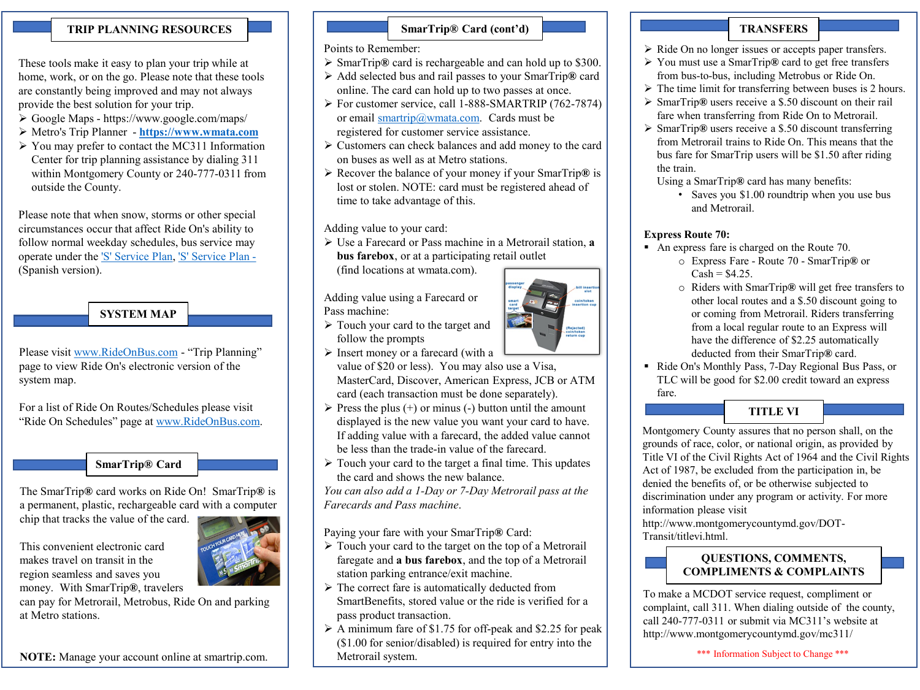## TRIP PLANNING RESOURCES

These tools make it easy to plan your trip while at home, work, or on the go. Please note that these tools are constantly being improved and may not always provide the best solution for your trip.

- Google Maps - https://www.google.com/maps/
- Metro's Trip Planner - **https://www.wmata.com**
- You may prefer to contact the MC311 Information Center for trip planning assistance by dialing 311 within Montgomery County or 240-777-0311 from outside the County.

Please note that when snow, storms or other special circumstances occur that affect Ride On's ability to follow normal weekday schedules, bus service may operate under the 'S' Service Plan, 'S' Service Plan - (Spanish version).

## SYSTEM MAP

Please visit www.RideOnBus.com - "Trip Planning" page to view Ride On's electronic version of the system map.

For a list of Ride On Routes/Schedules please visit "Ride On Schedules" page at www.RideOnBus.com.

## SmarTrip® Card

The SmarTrip® card works on Ride On! SmarTrip® is a permanent, plastic, rechargeable card with a computer chip that tracks the value of the card.

This convenient electronic card makes travel on transit in the region seamless and saves you money. With SmarTrip®, travelers can pay for Metrorail, Metrobus, Ride On and parking at Metro stations.

**NOTE:** Manage your account online at smartrip.com.

## SmarTrip® Card (cont'd)

Points to Remember:

- SmarTrip® card is rechargeable and can hold up to $300.
- Add selected bus and rail passes to your SmarTrip® card online. The card can hold up to two passes at once.
- For customer service, call 1-888-SMARTRIP (762-7874) or email smartrip@wmata.com. Cards must be registered for customer service assistance.
- Customers can check balances and add money to the card on buses as well as at Metro stations.
- Recover the balance of your money if your SmarTrip® is lost or stolen. NOTE: card must be registered ahead of time to take advantage of this.

Adding value to your card:

- Use a Farecard or Pass machine in a Metrorail station, **a bus farebox**, or at a participating retail outlet (find locations at wmata.com).

Adding value using a Farecard or Pass machine:

- Touch your card to the target and follow the prompts
- Insert money or a farecard (with a value of $20 or less). You may also use a Visa, MasterCard, Discover, American Express, JCB or ATM card (each transaction must be done separately).
- Press the plus (+) or minus (-) button until the amount displayed is the new value you want your card to have. If adding value with a farecard, the added value cannot be less than the trade-in value of the farecard.
- Touch your card to the target a final time. This updates the card and shows the new balance.

*You can also add a 1-Day or 7-Day Metrorail pass at the Farecards and Pass machine.*

Paying your fare with your SmarTrip® Card:

- Touch your card to the target on the top of a Metrorail faregate and **a bus farebox**, and the top of a Metrorail station parking entrance/exit machine.
- The correct fare is automatically deducted from SmartBenefits, stored value or the ride is verified for a pass product transaction.
- A minimum fare of $1.75 for off-peak and $2.25 for peak ($1.00 for senior/disabled) is required for entry into the Metrorail system.

## TRANSFERS

- Ride On no longer issues or accepts paper transfers.
- You must use a SmarTrip® card to get free transfers from bus-to-bus, including Metrobus or Ride On.
- The time limit for transferring between buses is 2 hours.
- SmarTrip® users receive a $.50 discount on their rail fare when transferring from Ride On to Metrorail.
- SmarTrip® users receive a $.50 discount transferring from Metrorail trains to Ride On. This means that the bus fare for SmarTrip users will be $1.50 after riding the train.

  Using a SmarTrip® card has many benefits:
  - Saves you $1.00 roundtrip when you use bus and Metrorail.

**Express Route 70:**

- An express fare is charged on the Route 70.
  - Express Fare - Route 70 - SmarTrip® or Cash = $4.25.
  - Riders with SmarTrip® will get free transfers to other local routes and a $.50 discount going to or coming from Metrorail. Riders transferring from a local regular route to an Express will have the difference of $2.25 automatically deducted from their SmarTrip® card.
- Ride On's Monthly Pass, 7-Day Regional Bus Pass, or TLC will be good for $2.00 credit toward an express fare.

## TITLE VI

Montgomery County assures that no person shall, on the grounds of race, color, or national origin, as provided by Title VI of the Civil Rights Act of 1964 and the Civil Rights Act of 1987, be excluded from the participation in, be denied the benefits of, or be otherwise subjected to discrimination under any program or activity. For more information please visit http://www.montgomerycountymd.gov/DOT-Transit/titlevi.html.

## QUESTIONS, COMMENTS, COMPLIMENTS & COMPLAINTS

To make a MCDOT service request, compliment or complaint, call 311. When dialing outside of the county, call 240-777-0311 or submit via MC311's website at http://www.montgomerycountymd.gov/mc311/

\*\*\* Information Subject to Change \*\*\*